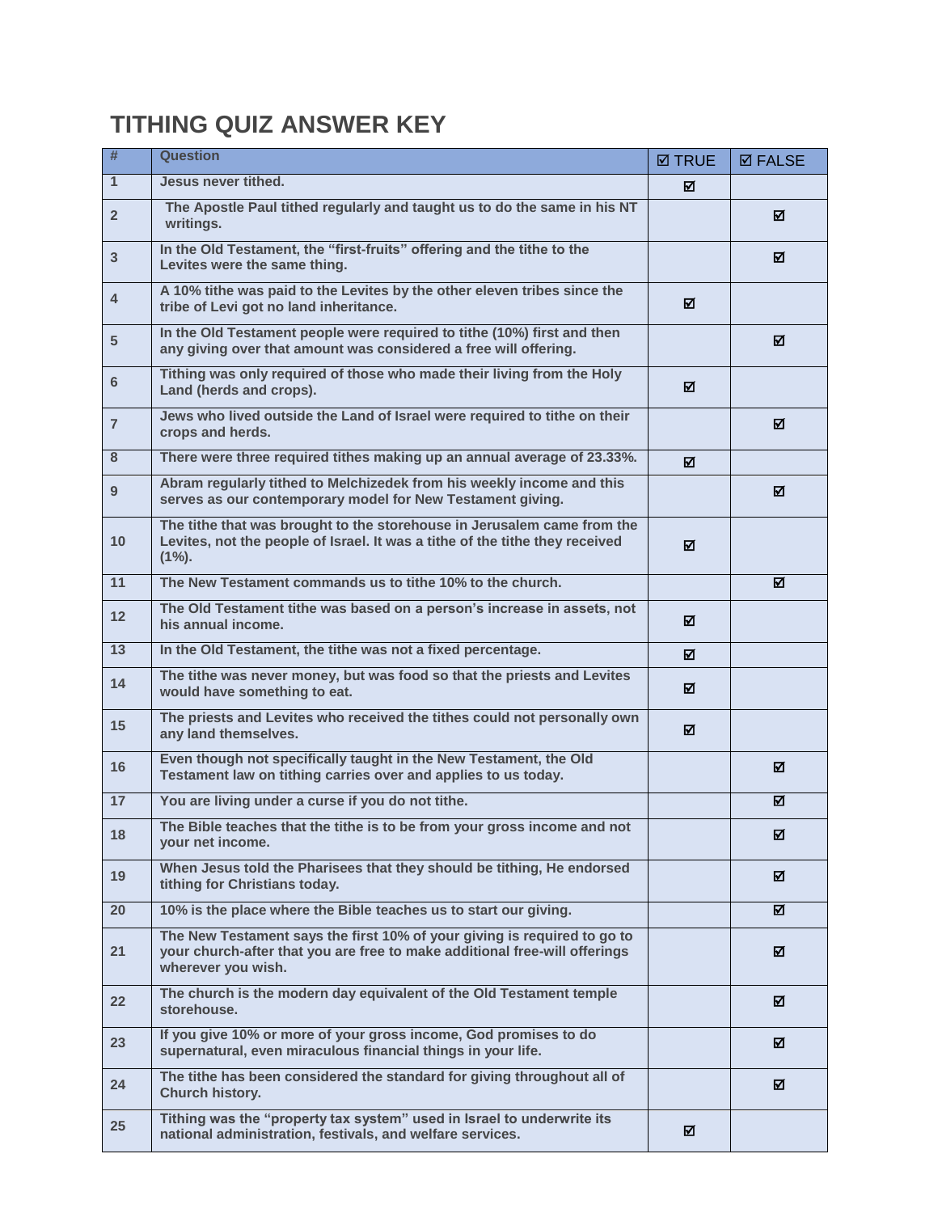# TITHING QUIZ ANSWER KEY

| # | Question | ☑ TRUE | ☑ FALSE |
|---|---|---|---|
| 1 | Jesus never tithed. | ☑ | |
| 2 | The Apostle Paul tithed regularly and taught us to do the same in his NT writings. | | ☑ |
| 3 | In the Old Testament, the “first-fruits” offering and the tithe to the Levites were the same thing. | | ☑ |
| 4 | A 10% tithe was paid to the Levites by the other eleven tribes since the tribe of Levi got no land inheritance. | ☑ | |
| 5 | In the Old Testament people were required to tithe (10%) first and then any giving over that amount was considered a free will offering. | | ☑ |
| 6 | Tithing was only required of those who made their living from the Holy Land (herds and crops). | ☑ | |
| 7 | Jews who lived outside the Land of Israel were required to tithe on their crops and herds. | | ☑ |
| 8 | There were three required tithes making up an annual average of 23.33%. | ☑ | |
| 9 | Abram regularly tithed to Melchizedek from his weekly income and this serves as our contemporary model for New Testament giving. | | ☑ |
| 10 | The tithe that was brought to the storehouse in Jerusalem came from the Levites, not the people of Israel. It was a tithe of the tithe they received (1%). | ☑ | |
| 11 | The New Testament commands us to tithe 10% to the church. | | ☑ |
| 12 | The Old Testament tithe was based on a person’s increase in assets, not his annual income. | ☑ | |
| 13 | In the Old Testament, the tithe was not a fixed percentage. | ☑ | |
| 14 | The tithe was never money, but was food so that the priests and Levites would have something to eat. | ☑ | |
| 15 | The priests and Levites who received the tithes could not personally own any land themselves. | ☑ | |
| 16 | Even though not specifically taught in the New Testament, the Old Testament law on tithing carries over and applies to us today. | | ☑ |
| 17 | You are living under a curse if you do not tithe. | | ☑ |
| 18 | The Bible teaches that the tithe is to be from your gross income and not your net income. | | ☑ |
| 19 | When Jesus told the Pharisees that they should be tithing, He endorsed tithing for Christians today. | | ☑ |
| 20 | 10% is the place where the Bible teaches us to start our giving. | | ☑ |
| 21 | The New Testament says the first 10% of your giving is required to go to your church-after that you are free to make additional free-will offerings wherever you wish. | | ☑ |
| 22 | The church is the modern day equivalent of the Old Testament temple storehouse. | | ☑ |
| 23 | If you give 10% or more of your gross income, God promises to do supernatural, even miraculous financial things in your life. | | ☑ |
| 24 | The tithe has been considered the standard for giving throughout all of Church history. | | ☑ |
| 25 | Tithing was the “property tax system” used in Israel to underwrite its national administration, festivals, and welfare services. | ☑ | |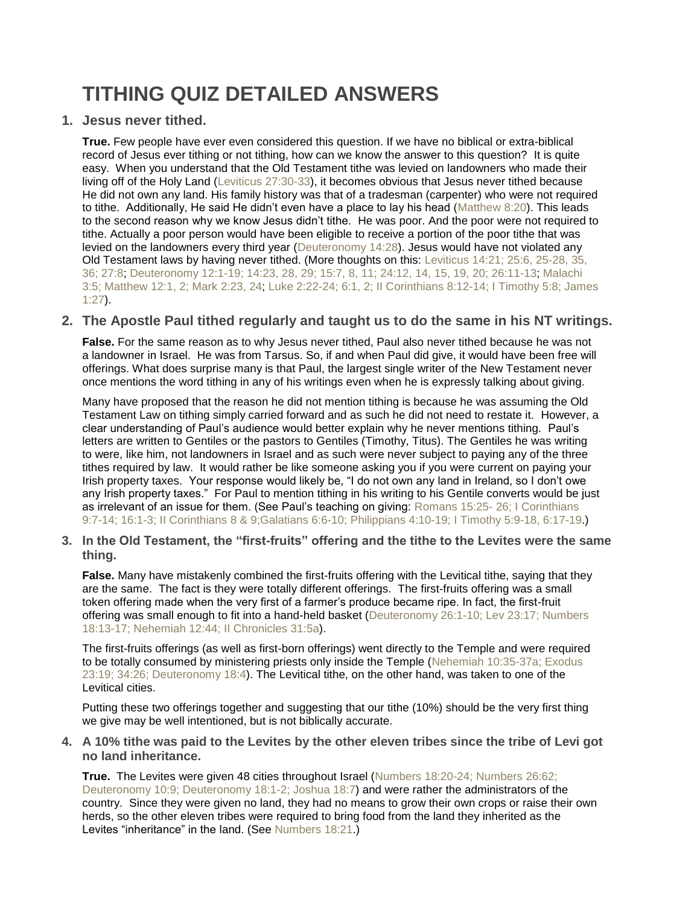# TITHING QUIZ DETAILED ANSWERS

1. **Jesus never tithed.**

   **True.** Few people have ever even considered this question. If we have no biblical or extra-biblical record of Jesus ever tithing or not tithing, how can we know the answer to this question? It is quite easy. When you understand that the Old Testament tithe was levied on landowners who made their living off of the Holy Land (Leviticus 27:30-33), it becomes obvious that Jesus never tithed because He did not own any land. His family history was that of a tradesman (carpenter) who were not required to tithe. Additionally, He said He didn't even have a place to lay his head (Matthew 8:20). This leads to the second reason why we know Jesus didn't tithe. He was poor. And the poor were not required to tithe. Actually a poor person would have been eligible to receive a portion of the poor tithe that was levied on the landowners every third year (Deuteronomy 14:28). Jesus would have not violated any Old Testament laws by having never tithed. (More thoughts on this: Leviticus 14:21; 25:6, 25-28, 35, 36; 27:8; Deuteronomy 12:1-19; 14:23, 28, 29; 15:7, 8, 11; 24:12, 14, 15, 19, 20; 26:11-13; Malachi 3:5; Matthew 12:1, 2; Mark 2:23, 24; Luke 2:22-24; 6:1, 2; II Corinthians 8:12-14; I Timothy 5:8; James 1:27).

2. **The Apostle Paul tithed regularly and taught us to do the same in his NT writings.**

   **False.** For the same reason as to why Jesus never tithed, Paul also never tithed because he was not a landowner in Israel. He was from Tarsus. So, if and when Paul did give, it would have been free will offerings. What does surprise many is that Paul, the largest single writer of the New Testament never once mentions the word tithing in any of his writings even when he is expressly talking about giving.

   Many have proposed that the reason he did not mention tithing is because he was assuming the Old Testament Law on tithing simply carried forward and as such he did not need to restate it. However, a clear understanding of Paul's audience would better explain why he never mentions tithing. Paul's letters are written to Gentiles or the pastors to Gentiles (Timothy, Titus). The Gentiles he was writing to were, like him, not landowners in Israel and as such were never subject to paying any of the three tithes required by law. It would rather be like someone asking you if you were current on paying your Irish property taxes. Your response would likely be, "I do not own any land in Ireland, so I don't owe any Irish property taxes." For Paul to mention tithing in his writing to his Gentile converts would be just as irrelevant of an issue for them. (See Paul's teaching on giving: Romans 15:25- 26; I Corinthians 9:7-14; 16:1-3; II Corinthians 8 & 9;Galatians 6:6-10; Philippians 4:10-19; I Timothy 5:9-18, 6:17-19.)

3. **In the Old Testament, the "first-fruits" offering and the tithe to the Levites were the same thing.**

   **False.** Many have mistakenly combined the first-fruits offering with the Levitical tithe, saying that they are the same. The fact is they were totally different offerings. The first-fruits offering was a small token offering made when the very first of a farmer's produce became ripe. In fact, the first-fruit offering was small enough to fit into a hand-held basket (Deuteronomy 26:1-10; Lev 23:17; Numbers 18:13-17; Nehemiah 12:44; II Chronicles 31:5a).

   The first-fruits offerings (as well as first-born offerings) went directly to the Temple and were required to be totally consumed by ministering priests only inside the Temple (Nehemiah 10:35-37a; Exodus 23:19; 34:26; Deuteronomy 18:4). The Levitical tithe, on the other hand, was taken to one of the Levitical cities.

   Putting these two offerings together and suggesting that our tithe (10%) should be the very first thing we give may be well intentioned, but is not biblically accurate.

4. **A 10% tithe was paid to the Levites by the other eleven tribes since the tribe of Levi got no land inheritance.**

   **True.** The Levites were given 48 cities throughout Israel (Numbers 18:20-24; Numbers 26:62; Deuteronomy 10:9; Deuteronomy 18:1-2; Joshua 18:7) and were rather the administrators of the country. Since they were given no land, they had no means to grow their own crops or raise their own herds, so the other eleven tribes were required to bring food from the land they inherited as the Levites "inheritance" in the land. (See Numbers 18:21.)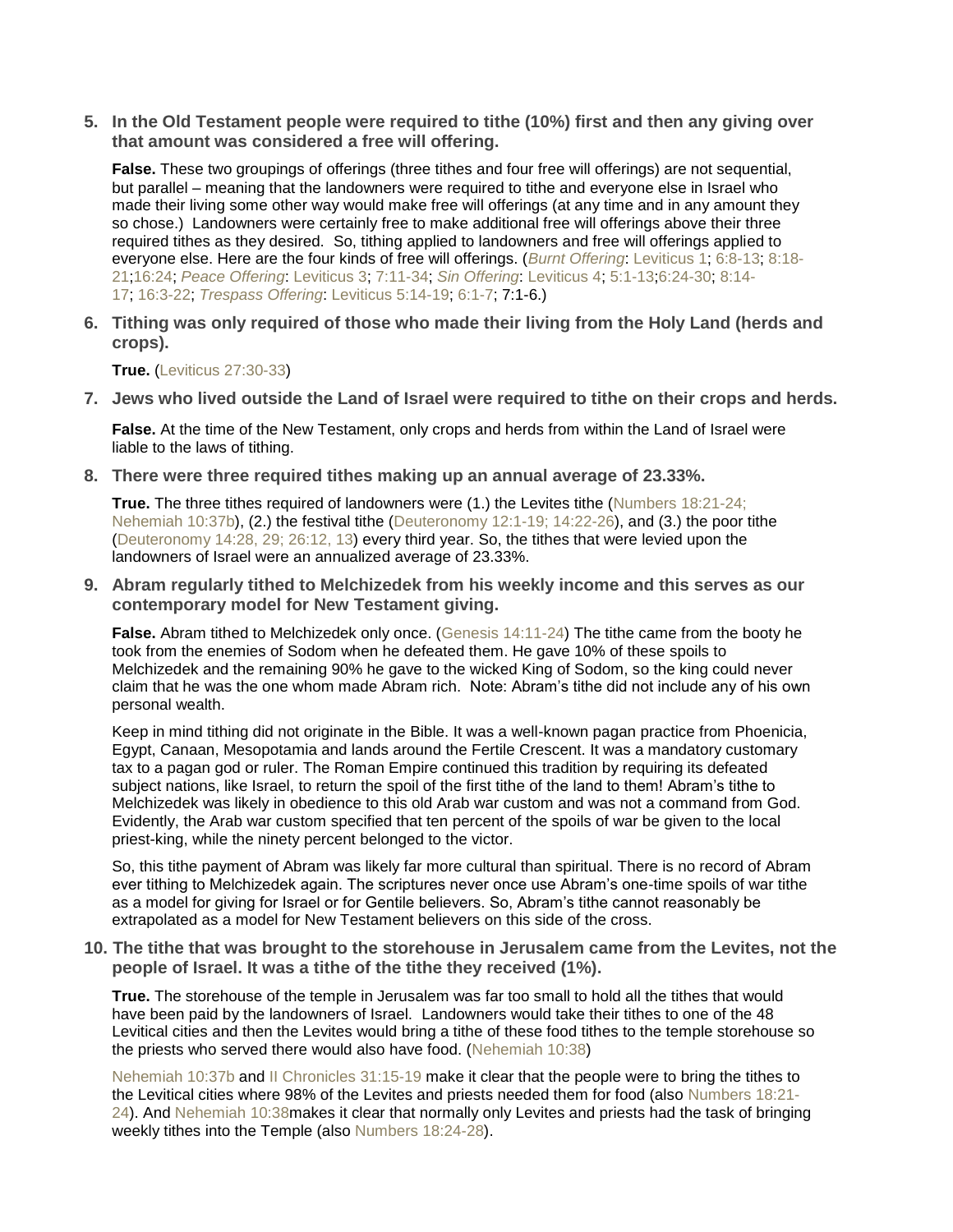5. **In the Old Testament people were required to tithe (10%) first and then any giving over that amount was considered a free will offering.**

   **False.** These two groupings of offerings (three tithes and four free will offerings) are not sequential, but parallel – meaning that the landowners were required to tithe and everyone else in Israel who made their living some other way would make free will offerings (at any time and in any amount they so chose.) Landowners were certainly free to make additional free will offerings above their three required tithes as they desired. So, tithing applied to landowners and free will offerings applied to everyone else. Here are the four kinds of free will offerings. (*Burnt Offering*: Leviticus 1; 6:8-13; 8:18-21;16:24; *Peace Offering*: Leviticus 3; 7:11-34; *Sin Offering*: Leviticus 4; 5:1-13;6:24-30; 8:14-17; 16:3-22; *Trespass Offering*: Leviticus 5:14-19; 6:1-7; 7:1-6.)

6. **Tithing was only required of those who made their living from the Holy Land (herds and crops).**

   **True.** (Leviticus 27:30-33)

7. **Jews who lived outside the Land of Israel were required to tithe on their crops and herds.**

   **False.** At the time of the New Testament, only crops and herds from within the Land of Israel were liable to the laws of tithing.

8. **There were three required tithes making up an annual average of 23.33%.**

   **True.** The three tithes required of landowners were (1.) the Levites tithe (Numbers 18:21-24; Nehemiah 10:37b), (2.) the festival tithe (Deuteronomy 12:1-19; 14:22-26), and (3.) the poor tithe (Deuteronomy 14:28, 29; 26:12, 13) every third year. So, the tithes that were levied upon the landowners of Israel were an annualized average of 23.33%.

9. **Abram regularly tithed to Melchizedek from his weekly income and this serves as our contemporary model for New Testament giving.**

   **False.** Abram tithed to Melchizedek only once. (Genesis 14:11-24) The tithe came from the booty he took from the enemies of Sodom when he defeated them. He gave 10% of these spoils to Melchizedek and the remaining 90% he gave to the wicked King of Sodom, so the king could never claim that he was the one whom made Abram rich. Note: Abram's tithe did not include any of his own personal wealth.

   Keep in mind tithing did not originate in the Bible. It was a well-known pagan practice from Phoenicia, Egypt, Canaan, Mesopotamia and lands around the Fertile Crescent. It was a mandatory customary tax to a pagan god or ruler. The Roman Empire continued this tradition by requiring its defeated subject nations, like Israel, to return the spoil of the first tithe of the land to them! Abram's tithe to Melchizedek was likely in obedience to this old Arab war custom and was not a command from God. Evidently, the Arab war custom specified that ten percent of the spoils of war be given to the local priest-king, while the ninety percent belonged to the victor.

   So, this tithe payment of Abram was likely far more cultural than spiritual. There is no record of Abram ever tithing to Melchizedek again. The scriptures never once use Abram's one-time spoils of war tithe as a model for giving for Israel or for Gentile believers. So, Abram's tithe cannot reasonably be extrapolated as a model for New Testament believers on this side of the cross.

10. **The tithe that was brought to the storehouse in Jerusalem came from the Levites, not the people of Israel. It was a tithe of the tithe they received (1%).**

    **True.** The storehouse of the temple in Jerusalem was far too small to hold all the tithes that would have been paid by the landowners of Israel. Landowners would take their tithes to one of the 48 Levitical cities and then the Levites would bring a tithe of these food tithes to the temple storehouse so the priests who served there would also have food. (Nehemiah 10:38)

    Nehemiah 10:37b and II Chronicles 31:15-19 make it clear that the people were to bring the tithes to the Levitical cities where 98% of the Levites and priests needed them for food (also Numbers 18:21-24). And Nehemiah 10:38makes it clear that normally only Levites and priests had the task of bringing weekly tithes into the Temple (also Numbers 18:24-28).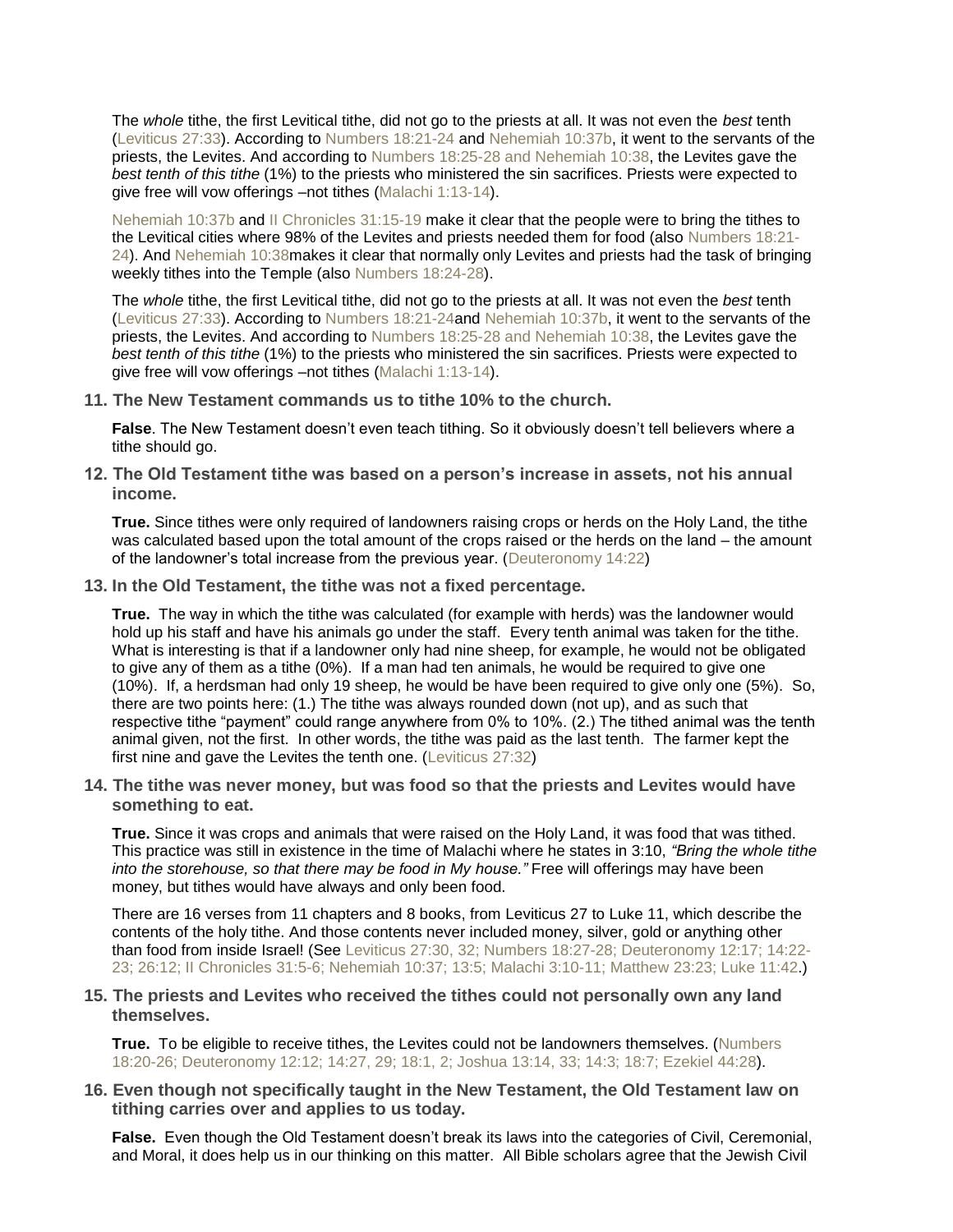The *whole* tithe, the first Levitical tithe, did not go to the priests at all. It was not even the *best* tenth (Leviticus 27:33). According to Numbers 18:21-24 and Nehemiah 10:37b, it went to the servants of the priests, the Levites. And according to Numbers 18:25-28 and Nehemiah 10:38, the Levites gave the *best tenth of this tithe* (1%) to the priests who ministered the sin sacrifices. Priests were expected to give free will vow offerings –not tithes (Malachi 1:13-14).

Nehemiah 10:37b and II Chronicles 31:15-19 make it clear that the people were to bring the tithes to the Levitical cities where 98% of the Levites and priests needed them for food (also Numbers 18:21-24). And Nehemiah 10:38makes it clear that normally only Levites and priests had the task of bringing weekly tithes into the Temple (also Numbers 18:24-28).

The *whole* tithe, the first Levitical tithe, did not go to the priests at all. It was not even the *best* tenth (Leviticus 27:33). According to Numbers 18:21-24and Nehemiah 10:37b, it went to the servants of the priests, the Levites. And according to Numbers 18:25-28 and Nehemiah 10:38, the Levites gave the *best tenth of this tithe* (1%) to the priests who ministered the sin sacrifices. Priests were expected to give free will vow offerings –not tithes (Malachi 1:13-14).

**11. The New Testament commands us to tithe 10% to the church.**

**False**. The New Testament doesn't even teach tithing. So it obviously doesn't tell believers where a tithe should go.

**12. The Old Testament tithe was based on a person's increase in assets, not his annual income.**

**True.** Since tithes were only required of landowners raising crops or herds on the Holy Land, the tithe was calculated based upon the total amount of the crops raised or the herds on the land – the amount of the landowner's total increase from the previous year. (Deuteronomy 14:22)

**13. In the Old Testament, the tithe was not a fixed percentage.**

**True.** The way in which the tithe was calculated (for example with herds) was the landowner would hold up his staff and have his animals go under the staff. Every tenth animal was taken for the tithe. What is interesting is that if a landowner only had nine sheep, for example, he would not be obligated to give any of them as a tithe (0%). If a man had ten animals, he would be required to give one (10%). If, a herdsman had only 19 sheep, he would be have been required to give only one (5%). So, there are two points here: (1.) The tithe was always rounded down (not up), and as such that respective tithe "payment" could range anywhere from 0% to 10%. (2.) The tithed animal was the tenth animal given, not the first. In other words, the tithe was paid as the last tenth. The farmer kept the first nine and gave the Levites the tenth one. (Leviticus 27:32)

**14. The tithe was never money, but was food so that the priests and Levites would have something to eat.**

**True.** Since it was crops and animals that were raised on the Holy Land, it was food that was tithed. This practice was still in existence in the time of Malachi where he states in 3:10, *"Bring the whole tithe into the storehouse, so that there may be food in My house."* Free will offerings may have been money, but tithes would have always and only been food.

There are 16 verses from 11 chapters and 8 books, from Leviticus 27 to Luke 11, which describe the contents of the holy tithe. And those contents never included money, silver, gold or anything other than food from inside Israel! (See Leviticus 27:30, 32; Numbers 18:27-28; Deuteronomy 12:17; 14:22-23; 26:12; II Chronicles 31:5-6; Nehemiah 10:37; 13:5; Malachi 3:10-11; Matthew 23:23; Luke 11:42.)

**15. The priests and Levites who received the tithes could not personally own any land themselves.**

**True.** To be eligible to receive tithes, the Levites could not be landowners themselves. (Numbers 18:20-26; Deuteronomy 12:12; 14:27, 29; 18:1, 2; Joshua 13:14, 33; 14:3; 18:7; Ezekiel 44:28).

**16. Even though not specifically taught in the New Testament, the Old Testament law on tithing carries over and applies to us today.**

**False.** Even though the Old Testament doesn't break its laws into the categories of Civil, Ceremonial, and Moral, it does help us in our thinking on this matter. All Bible scholars agree that the Jewish Civil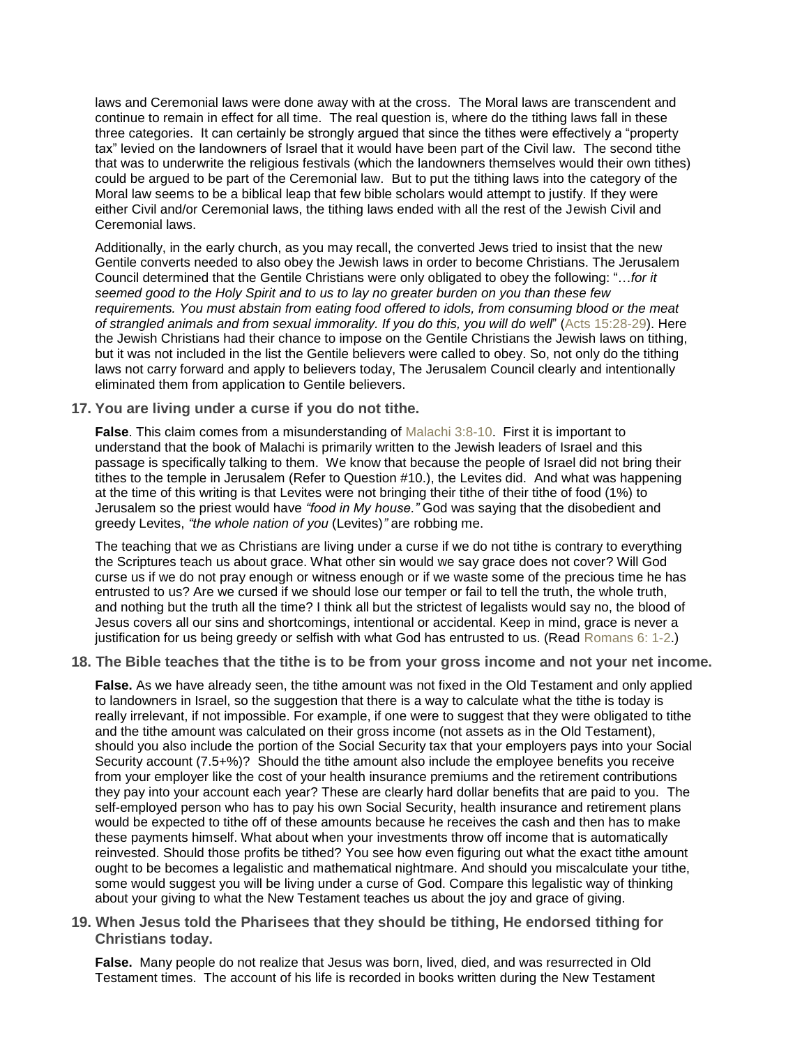laws and Ceremonial laws were done away with at the cross. The Moral laws are transcendent and continue to remain in effect for all time. The real question is, where do the tithing laws fall in these three categories. It can certainly be strongly argued that since the tithes were effectively a "property tax" levied on the landowners of Israel that it would have been part of the Civil law. The second tithe that was to underwrite the religious festivals (which the landowners themselves would their own tithes) could be argued to be part of the Ceremonial law. But to put the tithing laws into the category of the Moral law seems to be a biblical leap that few bible scholars would attempt to justify. If they were either Civil and/or Ceremonial laws, the tithing laws ended with all the rest of the Jewish Civil and Ceremonial laws.

Additionally, in the early church, as you may recall, the converted Jews tried to insist that the new Gentile converts needed to also obey the Jewish laws in order to become Christians. The Jerusalem Council determined that the Gentile Christians were only obligated to obey the following: "…*for it seemed good to the Holy Spirit and to us to lay no greater burden on you than these few requirements. You must abstain from eating food offered to idols, from consuming blood or the meat of strangled animals and from sexual immorality. If you do this, you will do well*" (Acts 15:28-29). Here the Jewish Christians had their chance to impose on the Gentile Christians the Jewish laws on tithing, but it was not included in the list the Gentile believers were called to obey. So, not only do the tithing laws not carry forward and apply to believers today, The Jerusalem Council clearly and intentionally eliminated them from application to Gentile believers.

**17. You are living under a curse if you do not tithe.**

**False**. This claim comes from a misunderstanding of Malachi 3:8-10. First it is important to understand that the book of Malachi is primarily written to the Jewish leaders of Israel and this passage is specifically talking to them. We know that because the people of Israel did not bring their tithes to the temple in Jerusalem (Refer to Question #10.), the Levites did. And what was happening at the time of this writing is that Levites were not bringing their tithe of their tithe of food (1%) to Jerusalem so the priest would have *"food in My house."* God was saying that the disobedient and greedy Levites, *"the whole nation of you* (Levites)*"* are robbing me.

The teaching that we as Christians are living under a curse if we do not tithe is contrary to everything the Scriptures teach us about grace. What other sin would we say grace does not cover? Will God curse us if we do not pray enough or witness enough or if we waste some of the precious time he has entrusted to us? Are we cursed if we should lose our temper or fail to tell the truth, the whole truth, and nothing but the truth all the time? I think all but the strictest of legalists would say no, the blood of Jesus covers all our sins and shortcomings, intentional or accidental. Keep in mind, grace is never a justification for us being greedy or selfish with what God has entrusted to us. (Read Romans 6: 1-2.)

**18. The Bible teaches that the tithe is to be from your gross income and not your net income.**

**False.** As we have already seen, the tithe amount was not fixed in the Old Testament and only applied to landowners in Israel, so the suggestion that there is a way to calculate what the tithe is today is really irrelevant, if not impossible. For example, if one were to suggest that they were obligated to tithe and the tithe amount was calculated on their gross income (not assets as in the Old Testament), should you also include the portion of the Social Security tax that your employers pays into your Social Security account (7.5+%)? Should the tithe amount also include the employee benefits you receive from your employer like the cost of your health insurance premiums and the retirement contributions they pay into your account each year? These are clearly hard dollar benefits that are paid to you. The self-employed person who has to pay his own Social Security, health insurance and retirement plans would be expected to tithe off of these amounts because he receives the cash and then has to make these payments himself. What about when your investments throw off income that is automatically reinvested. Should those profits be tithed? You see how even figuring out what the exact tithe amount ought to be becomes a legalistic and mathematical nightmare. And should you miscalculate your tithe, some would suggest you will be living under a curse of God. Compare this legalistic way of thinking about your giving to what the New Testament teaches us about the joy and grace of giving.

**19. When Jesus told the Pharisees that they should be tithing, He endorsed tithing for Christians today.**

**False.** Many people do not realize that Jesus was born, lived, died, and was resurrected in Old Testament times. The account of his life is recorded in books written during the New Testament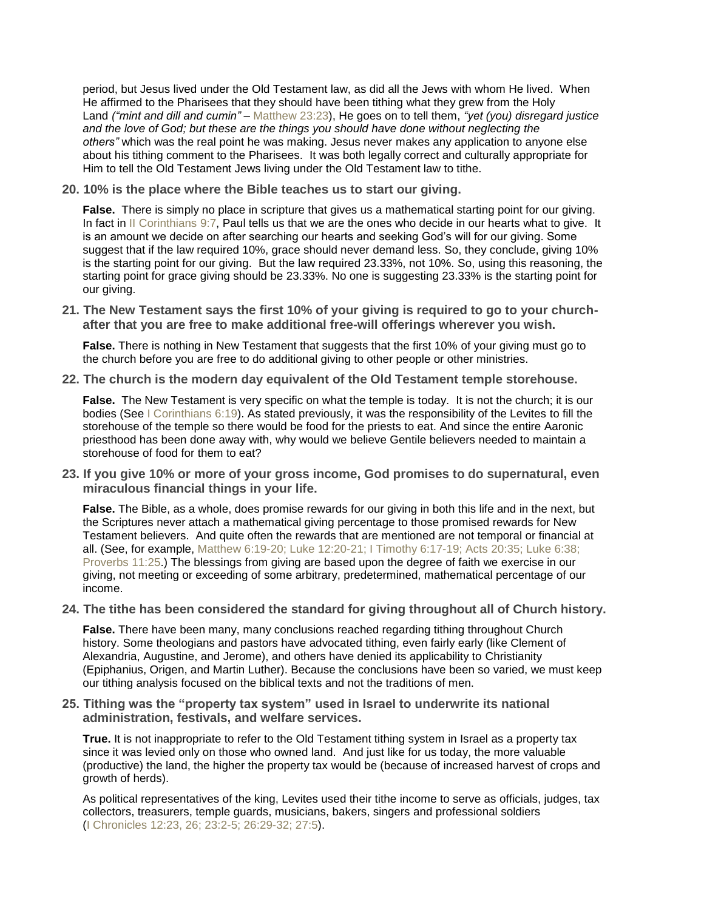period, but Jesus lived under the Old Testament law, as did all the Jews with whom He lived. When He affirmed to the Pharisees that they should have been tithing what they grew from the Holy Land *("mint and dill and cumin"* – Matthew 23:23), He goes on to tell them, *"yet (you) disregard justice and the love of God; but these are the things you should have done without neglecting the others"* which was the real point he was making. Jesus never makes any application to anyone else about his tithing comment to the Pharisees. It was both legally correct and culturally appropriate for Him to tell the Old Testament Jews living under the Old Testament law to tithe.

**20. 10% is the place where the Bible teaches us to start our giving.**

**False.** There is simply no place in scripture that gives us a mathematical starting point for our giving. In fact in II Corinthians 9:7, Paul tells us that we are the ones who decide in our hearts what to give. It is an amount we decide on after searching our hearts and seeking God's will for our giving. Some suggest that if the law required 10%, grace should never demand less. So, they conclude, giving 10% is the starting point for our giving. But the law required 23.33%, not 10%. So, using this reasoning, the starting point for grace giving should be 23.33%. No one is suggesting 23.33% is the starting point for our giving.

**21. The New Testament says the first 10% of your giving is required to go to your church- after that you are free to make additional free-will offerings wherever you wish.**

**False.** There is nothing in New Testament that suggests that the first 10% of your giving must go to the church before you are free to do additional giving to other people or other ministries.

**22. The church is the modern day equivalent of the Old Testament temple storehouse.**

**False.** The New Testament is very specific on what the temple is today. It is not the church; it is our bodies (See I Corinthians 6:19). As stated previously, it was the responsibility of the Levites to fill the storehouse of the temple so there would be food for the priests to eat. And since the entire Aaronic priesthood has been done away with, why would we believe Gentile believers needed to maintain a storehouse of food for them to eat?

**23. If you give 10% or more of your gross income, God promises to do supernatural, even miraculous financial things in your life.**

**False.** The Bible, as a whole, does promise rewards for our giving in both this life and in the next, but the Scriptures never attach a mathematical giving percentage to those promised rewards for New Testament believers. And quite often the rewards that are mentioned are not temporal or financial at all. (See, for example, Matthew 6:19-20; Luke 12:20-21; I Timothy 6:17-19; Acts 20:35; Luke 6:38; Proverbs 11:25.) The blessings from giving are based upon the degree of faith we exercise in our giving, not meeting or exceeding of some arbitrary, predetermined, mathematical percentage of our income.

**24. The tithe has been considered the standard for giving throughout all of Church history.**

**False.** There have been many, many conclusions reached regarding tithing throughout Church history. Some theologians and pastors have advocated tithing, even fairly early (like Clement of Alexandria, Augustine, and Jerome), and others have denied its applicability to Christianity (Epiphanius, Origen, and Martin Luther). Because the conclusions have been so varied, we must keep our tithing analysis focused on the biblical texts and not the traditions of men.

**25. Tithing was the "property tax system" used in Israel to underwrite its national administration, festivals, and welfare services.**

**True.** It is not inappropriate to refer to the Old Testament tithing system in Israel as a property tax since it was levied only on those who owned land. And just like for us today, the more valuable (productive) the land, the higher the property tax would be (because of increased harvest of crops and growth of herds).

As political representatives of the king, Levites used their tithe income to serve as officials, judges, tax collectors, treasurers, temple guards, musicians, bakers, singers and professional soldiers (I Chronicles 12:23, 26; 23:2-5; 26:29-32; 27:5).